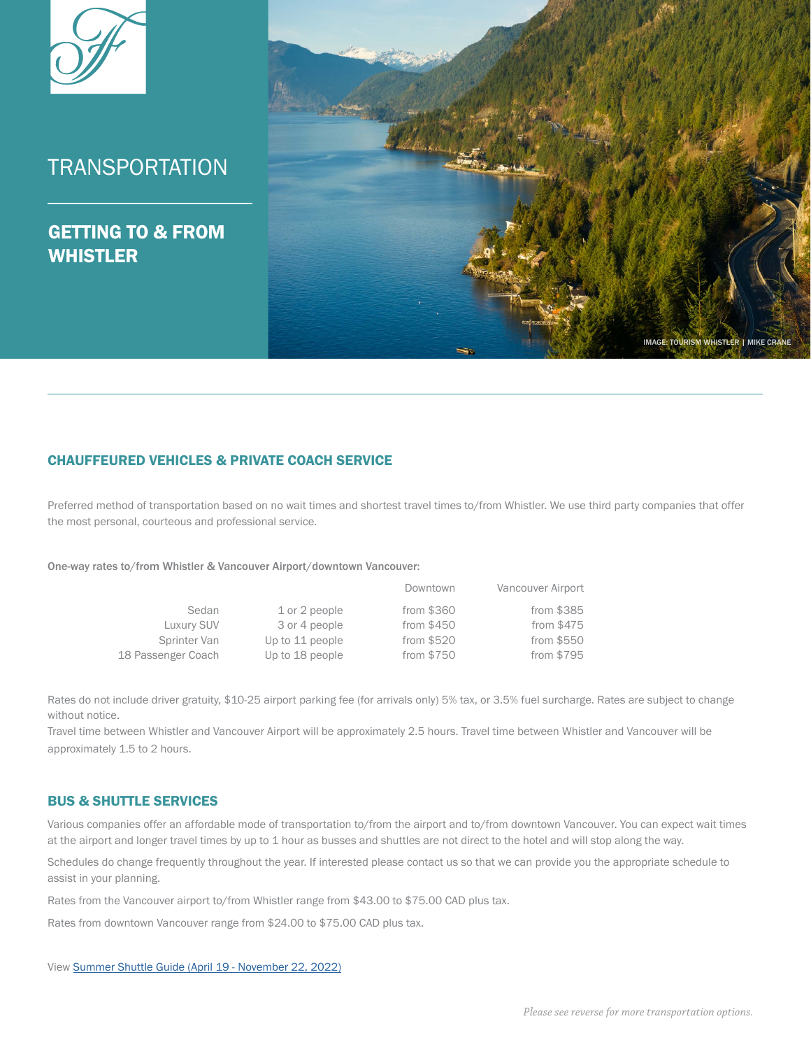# TRANSPORTATION

## GETTING TO & FROM WHISTLER

IMAGE: TOURISM WHISTLER | MIKE CRANE

### CHAUFFEURED VEHICLES & PRIVATE COACH SERVICE

Preferred method of transportation based on no wait times and shortest travel times to/from Whistler. We use third party companies that offer the most personal, courteous and professional service.

One-way rates to/from Whistler & Vancouver Airport/downtown Vancouver:

| | | Downtown | Vancouver Airport |
|---|---|---|---|
| Sedan | 1 or 2 people | from $360 | from $385 |
| Luxury SUV | 3 or 4 people | from $450 | from $475 |
| Sprinter Van | Up to 11 people | from $520 | from $550 |
| 18 Passenger Coach | Up to 18 people | from $750 | from $795 |

Rates do not include driver gratuity, $10-25 airport parking fee (for arrivals only) 5% tax, or 3.5% fuel surcharge. Rates are subject to change without notice.

Travel time between Whistler and Vancouver Airport will be approximately 2.5 hours. Travel time between Whistler and Vancouver will be approximately 1.5 to 2 hours.

### BUS & SHUTTLE SERVICES

Various companies offer an affordable mode of transportation to/from the airport and to/from downtown Vancouver. You can expect wait times at the airport and longer travel times by up to 1 hour as busses and shuttles are not direct to the hotel and will stop along the way.

Schedules do change frequently throughout the year. If interested please contact us so that we can provide you the appropriate schedule to assist in your planning.

Rates from the Vancouver airport to/from Whistler range from $43.00 to $75.00 CAD plus tax.

Rates from downtown Vancouver range from $24.00 to $75.00 CAD plus tax.

View [Summer Shuttle Guide (April 19 - November 22, 2022)]

*Please see reverse for more transportation options.*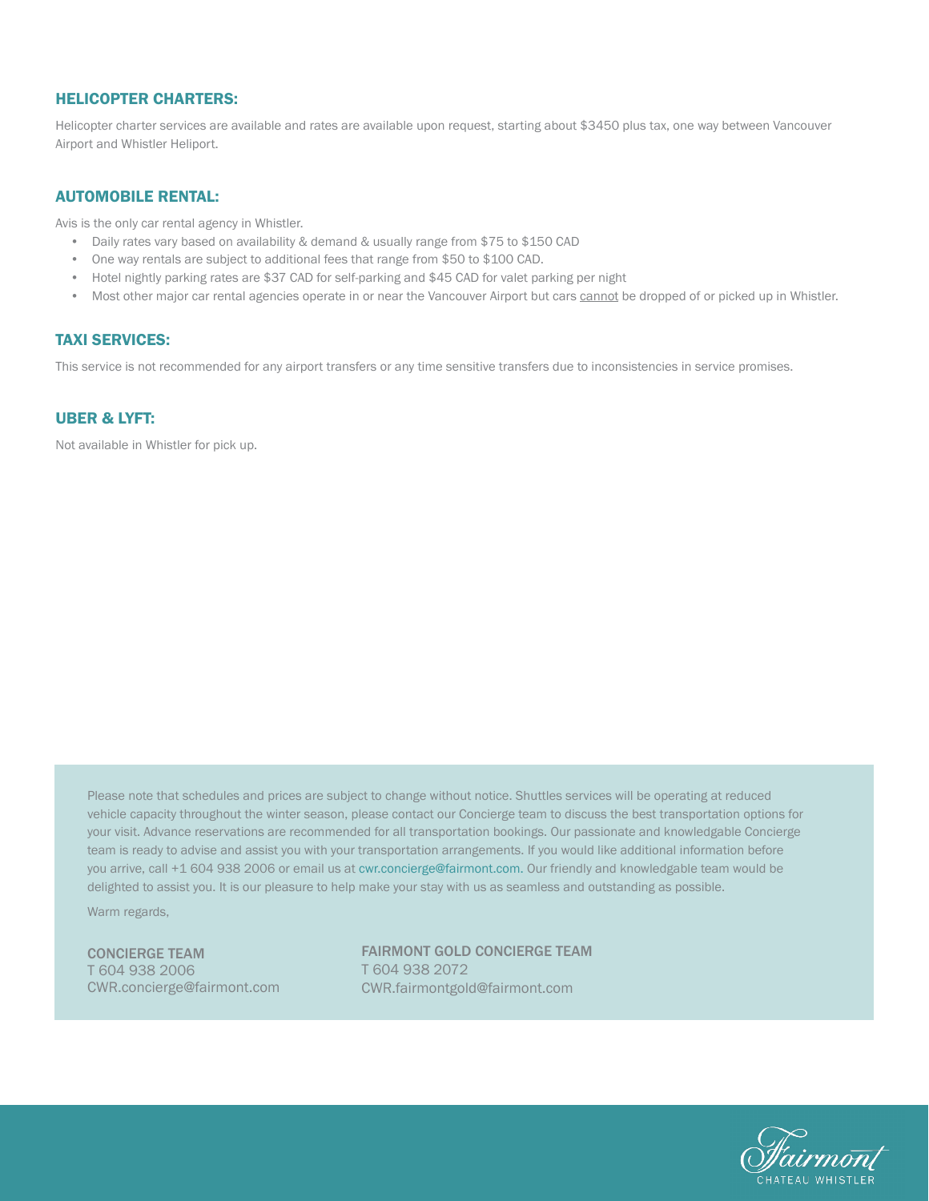## HELICOPTER CHARTERS:

Helicopter charter services are available and rates are available upon request, starting about $3450 plus tax, one way between Vancouver Airport and Whistler Heliport.

## AUTOMOBILE RENTAL:

Avis is the only car rental agency in Whistler.

- Daily rates vary based on availability & demand & usually range from $75 to $150 CAD
- One way rentals are subject to additional fees that range from $50 to $100 CAD.
- Hotel nightly parking rates are $37 CAD for self-parking and $45 CAD for valet parking per night
- Most other major car rental agencies operate in or near the Vancouver Airport but cars cannot be dropped of or picked up in Whistler.

## TAXI SERVICES:

This service is not recommended for any airport transfers or any time sensitive transfers due to inconsistencies in service promises.

## UBER & LYFT:

Not available in Whistler for pick up.

Please note that schedules and prices are subject to change without notice. Shuttles services will be operating at reduced vehicle capacity throughout the winter season, please contact our Concierge team to discuss the best transportation options for your visit. Advance reservations are recommended for all transportation bookings. Our passionate and knowledgable Concierge team is ready to advise and assist you with your transportation arrangements. If you would like additional information before you arrive, call +1 604 938 2006 or email us at cwr.concierge@fairmont.com. Our friendly and knowledgable team would be delighted to assist you. It is our pleasure to help make your stay with us as seamless and outstanding as possible.

Warm regards,

**CONCIERGE TEAM**
T 604 938 2006
CWR.concierge@fairmont.com

**FAIRMONT GOLD CONCIERGE TEAM**
T 604 938 2072
CWR.fairmontgold@fairmont.com

Fairmont
CHATEAU WHISTLER